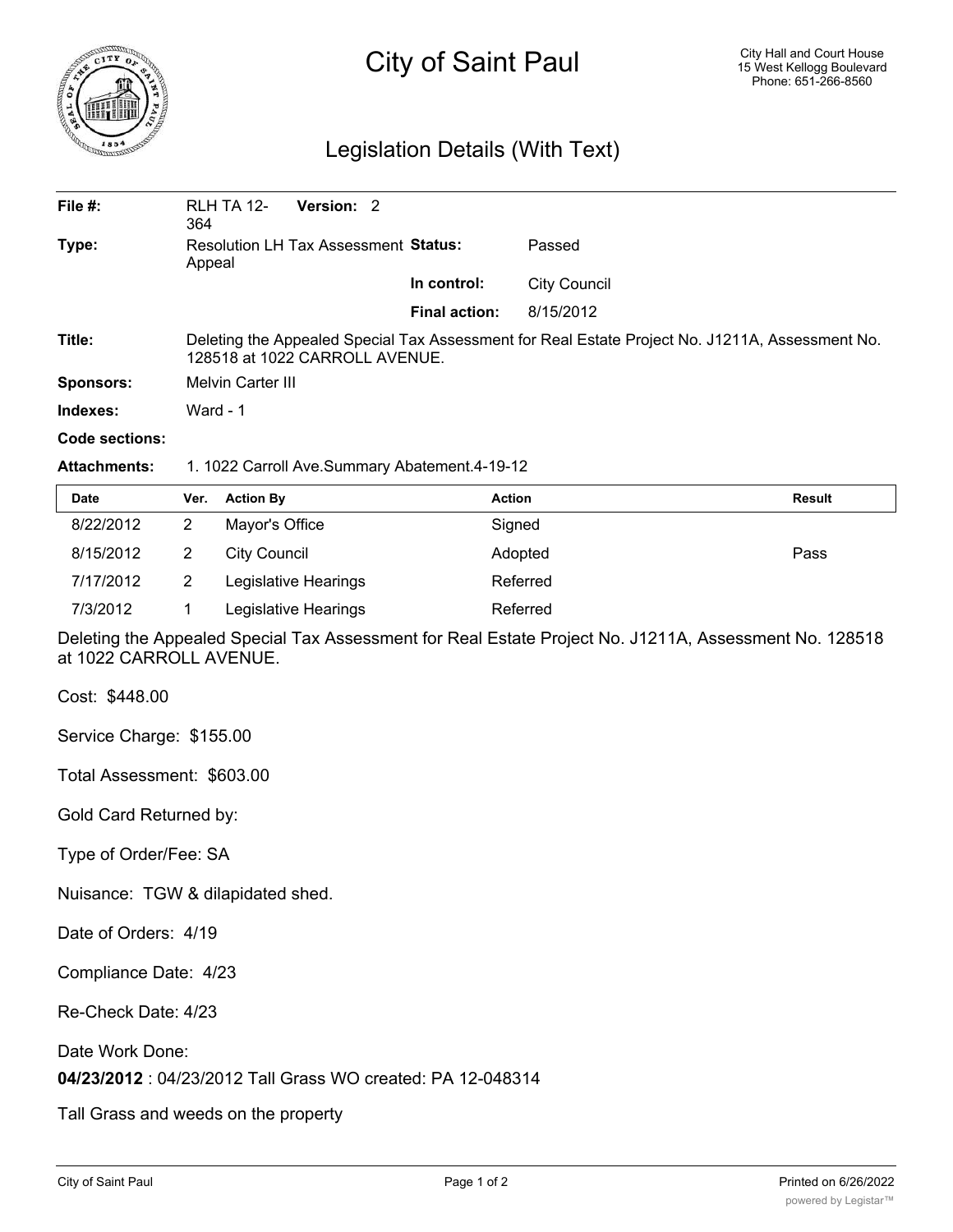# City of Saint Paul

City Hall and Court House
15 West Kellogg Boulevard
Phone: 651-266-8560

## Legislation Details (With Text)

| | | | |
|---|---|---|---|
| **File #:** | RLH TA 12-364 **Version:** 2 | | |
| **Type:** | Resolution LH Tax Assessment Appeal | **Status:** | Passed |
| | | **In control:** | City Council |
| | | **Final action:** | 8/15/2012 |
| **Title:** | Deleting the Appealed Special Tax Assessment for Real Estate Project No. J1211A, Assessment No. 128518 at 1022 CARROLL AVENUE. | | |
| **Sponsors:** | Melvin Carter III | | |
| **Indexes:** | Ward - 1 | | |
| **Code sections:** | | | |
| **Attachments:** | 1. 1022 Carroll Ave.Summary Abatement.4-19-12 | | |

| Date | Ver. | Action By | Action | Result |
|---|---|---|---|---|
| 8/22/2012 | 2 | Mayor's Office | Signed | |
| 8/15/2012 | 2 | City Council | Adopted | Pass |
| 7/17/2012 | 2 | Legislative Hearings | Referred | |
| 7/3/2012 | 1 | Legislative Hearings | Referred | |

Deleting the Appealed Special Tax Assessment for Real Estate Project No. J1211A, Assessment No. 128518 at 1022 CARROLL AVENUE.

Cost: $448.00

Service Charge: $155.00

Total Assessment: $603.00

Gold Card Returned by:

Type of Order/Fee: SA

Nuisance: TGW & dilapidated shed.

Date of Orders: 4/19

Compliance Date: 4/23

Re-Check Date: 4/23

Date Work Done:

**04/23/2012** : 04/23/2012 Tall Grass WO created: PA 12-048314

Tall Grass and weeds on the property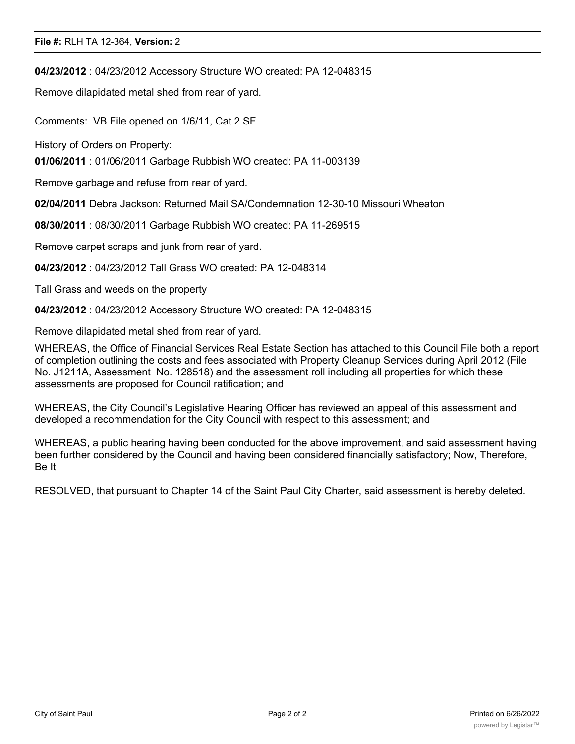**04/23/2012** : 04/23/2012 Accessory Structure WO created: PA 12-048315

Remove dilapidated metal shed from rear of yard.

Comments: VB File opened on 1/6/11, Cat 2 SF

History of Orders on Property:

**01/06/2011** : 01/06/2011 Garbage Rubbish WO created: PA 11-003139

Remove garbage and refuse from rear of yard.

**02/04/2011** Debra Jackson: Returned Mail SA/Condemnation 12-30-10 Missouri Wheaton

**08/30/2011** : 08/30/2011 Garbage Rubbish WO created: PA 11-269515

Remove carpet scraps and junk from rear of yard.

**04/23/2012** : 04/23/2012 Tall Grass WO created: PA 12-048314

Tall Grass and weeds on the property

**04/23/2012** : 04/23/2012 Accessory Structure WO created: PA 12-048315

Remove dilapidated metal shed from rear of yard.

WHEREAS, the Office of Financial Services Real Estate Section has attached to this Council File both a report of completion outlining the costs and fees associated with Property Cleanup Services during April 2012 (File No. J1211A, Assessment No. 128518) and the assessment roll including all properties for which these assessments are proposed for Council ratification; and

WHEREAS, the City Council's Legislative Hearing Officer has reviewed an appeal of this assessment and developed a recommendation for the City Council with respect to this assessment; and

WHEREAS, a public hearing having been conducted for the above improvement, and said assessment having been further considered by the Council and having been considered financially satisfactory; Now, Therefore, Be It

RESOLVED, that pursuant to Chapter 14 of the Saint Paul City Charter, said assessment is hereby deleted.